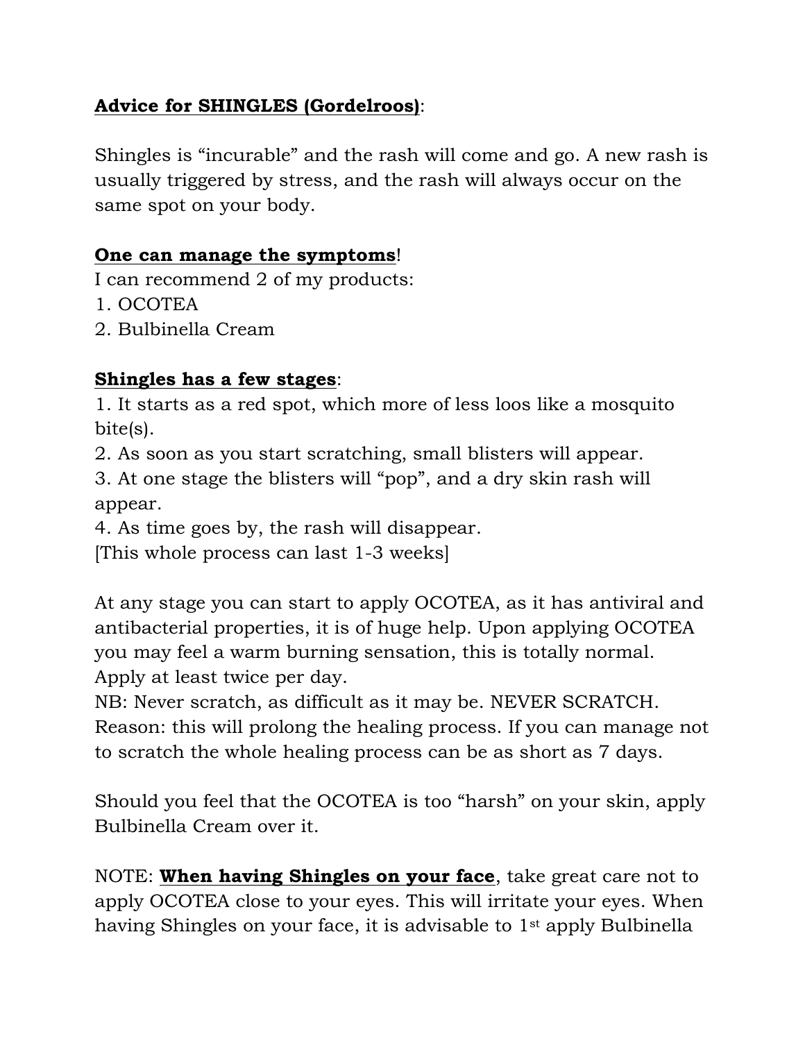**Advice for SHINGLES (Gordelroos)**:

Shingles is "incurable" and the rash will come and go. A new rash is usually triggered by stress, and the rash will always occur on the same spot on your body.

**One can manage the symptoms**!

I can recommend 2 of my products:

1. OCOTEA
2. Bulbinella Cream

**Shingles has a few stages**:

1. It starts as a red spot, which more of less loos like a mosquito bite(s).
2. As soon as you start scratching, small blisters will appear.
3. At one stage the blisters will "pop", and a dry skin rash will appear.
4. As time goes by, the rash will disappear.

[This whole process can last 1-3 weeks]

At any stage you can start to apply OCOTEA, as it has antiviral and antibacterial properties, it is of huge help. Upon applying OCOTEA you may feel a warm burning sensation, this is totally normal. Apply at least twice per day.

NB: Never scratch, as difficult as it may be. NEVER SCRATCH. Reason: this will prolong the healing process. If you can manage not to scratch the whole healing process can be as short as 7 days.

Should you feel that the OCOTEA is too "harsh" on your skin, apply Bulbinella Cream over it.

NOTE: **When having Shingles on your face**, take great care not to apply OCOTEA close to your eyes. This will irritate your eyes. When having Shingles on your face, it is advisable to 1st apply Bulbinella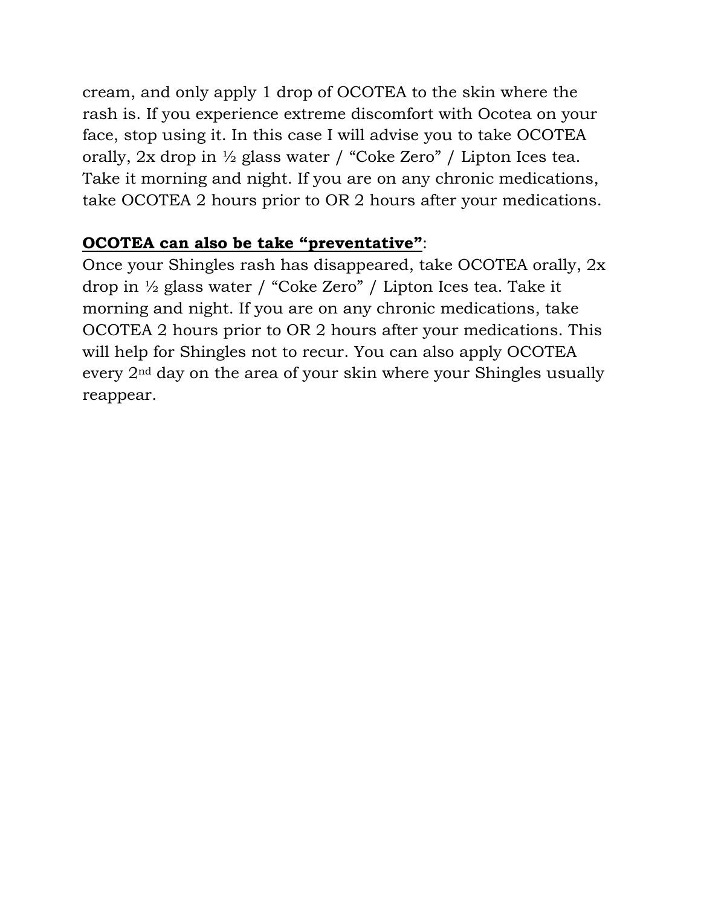cream, and only apply 1 drop of OCOTEA to the skin where the rash is. If you experience extreme discomfort with Ocotea on your face, stop using it. In this case I will advise you to take OCOTEA orally, 2x drop in ½ glass water / "Coke Zero" / Lipton Ices tea. Take it morning and night. If you are on any chronic medications, take OCOTEA 2 hours prior to OR 2 hours after your medications.

**<u>OCOTEA can also be take "preventative"</u>**:

Once your Shingles rash has disappeared, take OCOTEA orally, 2x drop in ½ glass water / "Coke Zero" / Lipton Ices tea. Take it morning and night. If you are on any chronic medications, take OCOTEA 2 hours prior to OR 2 hours after your medications. This will help for Shingles not to recur. You can also apply OCOTEA every 2nd day on the area of your skin where your Shingles usually reappear.